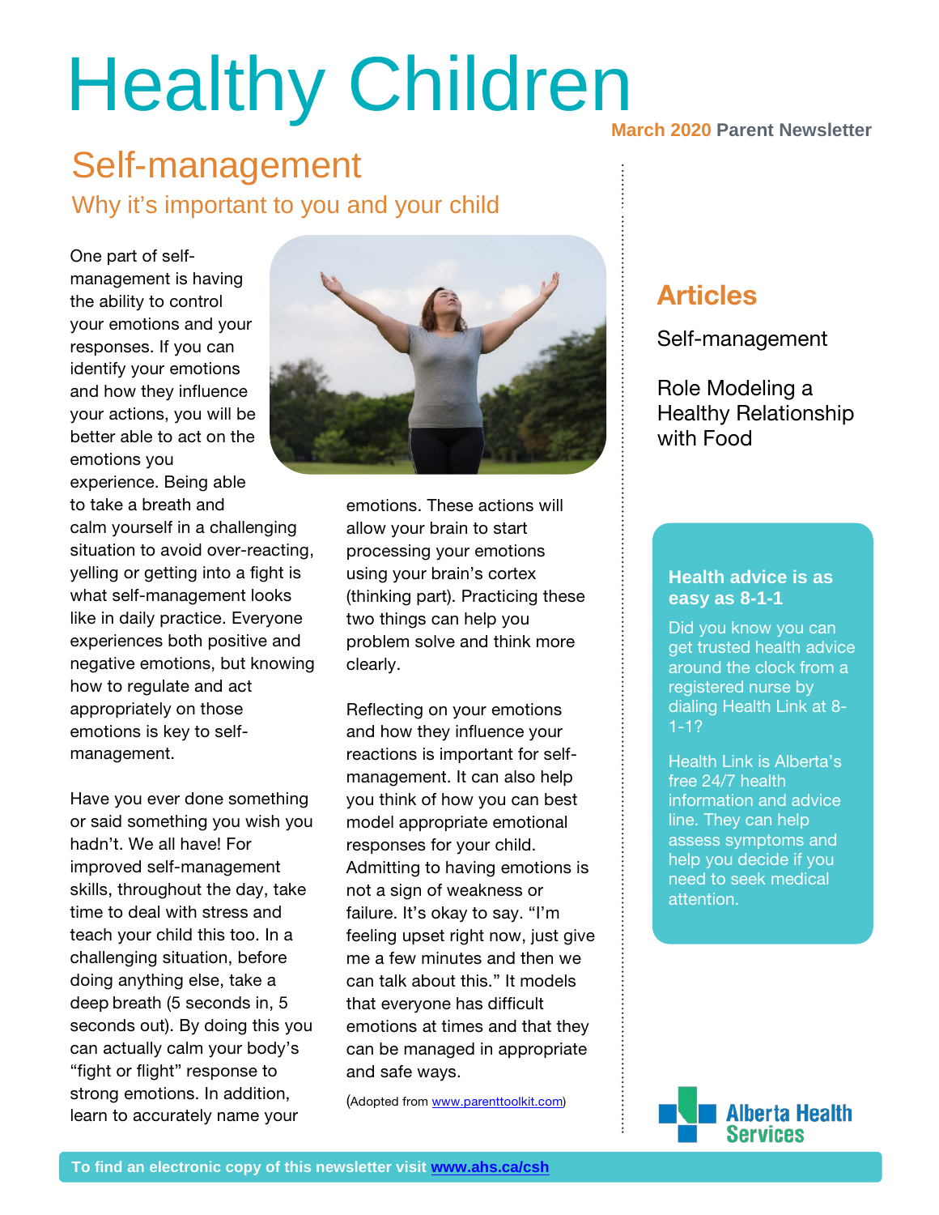# Healthy Children

**March 2020 Parent Newsletter**

## Self-management

### Why it's important to you and your child

One part of self-management is having the ability to control your emotions and your responses. If you can identify your emotions and how they influence your actions, you will be better able to act on the emotions you experience. Being able to take a breath and calm yourself in a challenging situation to avoid over-reacting, yelling or getting into a fight is what self-management looks like in daily practice. Everyone experiences both positive and negative emotions, but knowing how to regulate and act appropriately on those emotions is key to self-management.

Have you ever done something or said something you wish you hadn't. We all have! For improved self-management skills, throughout the day, take time to deal with stress and teach your child this too. In a challenging situation, before doing anything else, take a deep breath (5 seconds in, 5 seconds out). By doing this you can actually calm your body's "fight or flight" response to strong emotions. In addition, learn to accurately name your emotions. These actions will allow your brain to start processing your emotions using your brain's cortex (thinking part). Practicing these two things can help you problem solve and think more clearly.

Reflecting on your emotions and how they influence your reactions is important for self-management. It can also help you think of how you can best model appropriate emotional responses for your child. Admitting to having emotions is not a sign of weakness or failure. It's okay to say. "I'm feeling upset right now, just give me a few minutes and then we can talk about this." It models that everyone has difficult emotions at times and that they can be managed in appropriate and safe ways.

(Adopted from www.parenttoolkit.com)

## Articles

Self-management

Role Modeling a Healthy Relationship with Food

**Health advice is as easy as 8-1-1**

Did you know you can get trusted health advice around the clock from a registered nurse by dialing Health Link at 8-1-1?

Health Link is Alberta's free 24/7 health information and advice line. They can help assess symptoms and help you decide if you need to seek medical attention.

Alberta Health Services

**To find an electronic copy of this newsletter visit www.ahs.ca/csh**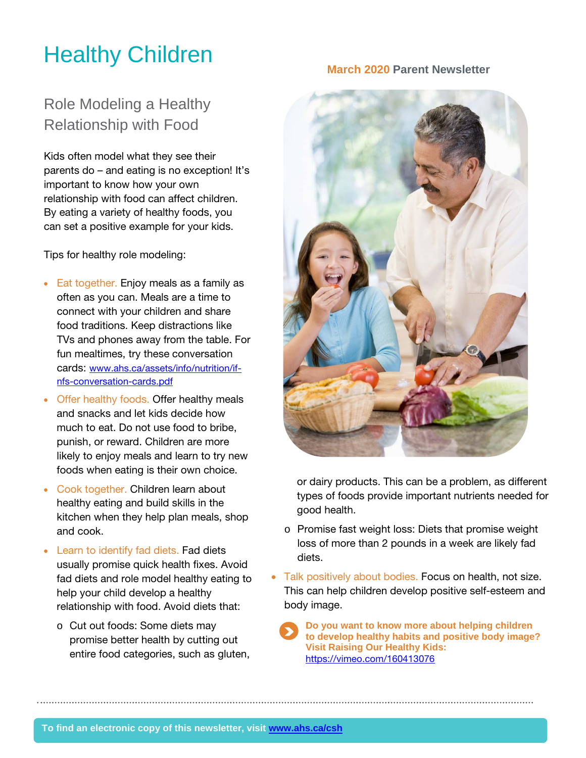# Healthy Children

**March 2020 Parent Newsletter**

## Role Modeling a Healthy Relationship with Food

Kids often model what they see their parents do – and eating is no exception! It's important to know how your own relationship with food can affect children. By eating a variety of healthy foods, you can set a positive example for your kids.

Tips for healthy role modeling:

- Eat together. Enjoy meals as a family as often as you can. Meals are a time to connect with your children and share food traditions. Keep distractions like TVs and phones away from the table. For fun mealtimes, try these conversation cards: www.ahs.ca/assets/info/nutrition/if-nfs-conversation-cards.pdf
- Offer healthy foods. Offer healthy meals and snacks and let kids decide how much to eat. Do not use food to bribe, punish, or reward. Children are more likely to enjoy meals and learn to try new foods when eating is their own choice.
- Cook together. Children learn about healthy eating and build skills in the kitchen when they help plan meals, shop and cook.
- Learn to identify fad diets. Fad diets usually promise quick health fixes. Avoid fad diets and role model healthy eating to help your child develop a healthy relationship with food. Avoid diets that:
  - Cut out foods: Some diets may promise better health by cutting out entire food categories, such as gluten, or dairy products. This can be a problem, as different types of foods provide important nutrients needed for good health.
  - Promise fast weight loss: Diets that promise weight loss of more than 2 pounds in a week are likely fad diets.
- Talk positively about bodies. Focus on health, not size. This can help children develop positive self-esteem and body image.

**Do you want to know more about helping children to develop healthy habits and positive body image? Visit Raising Our Healthy Kids:** https://vimeo.com/160413076

**To find an electronic copy of this newsletter, visit www.ahs.ca/csh**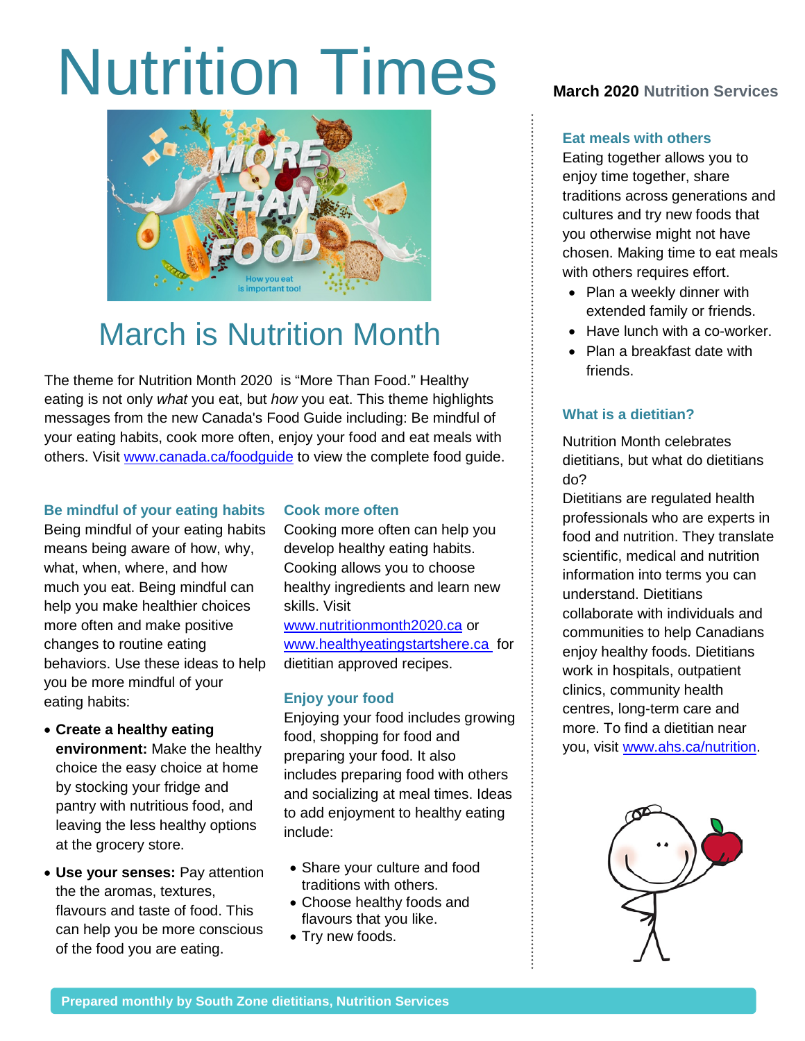# Nutrition Times

**March 2020** Nutrition Services

## March is Nutrition Month

The theme for Nutrition Month 2020 is "More Than Food." Healthy eating is not only *what* you eat, but *how* you eat. This theme highlights messages from the new Canada's Food Guide including: Be mindful of your eating habits, cook more often, enjoy your food and eat meals with others. Visit www.canada.ca/foodguide to view the complete food guide.

### Be mindful of your eating habits

Being mindful of your eating habits means being aware of how, why, what, when, where, and how much you eat. Being mindful can help you make healthier choices more often and make positive changes to routine eating behaviors. Use these ideas to help you be more mindful of your eating habits:

- **Create a healthy eating environment:** Make the healthy choice the easy choice at home by stocking your fridge and pantry with nutritious food, and leaving the less healthy options at the grocery store.
- **Use your senses:** Pay attention the the aromas, textures, flavours and taste of food. This can help you be more conscious of the food you are eating.

### Cook more often

Cooking more often can help you develop healthy eating habits. Cooking allows you to choose healthy ingredients and learn new skills. Visit www.nutritionmonth2020.ca or www.healthyeatingstartshere.ca for dietitian approved recipes.

### Enjoy your food

Enjoying your food includes growing food, shopping for food and preparing your food. It also includes preparing food with others and socializing at meal times. Ideas to add enjoyment to healthy eating include:

- Share your culture and food traditions with others.
- Choose healthy foods and flavours that you like.
- Try new foods.

### Eat meals with others

Eating together allows you to enjoy time together, share traditions across generations and cultures and try new foods that you otherwise might not have chosen. Making time to eat meals with others requires effort.

- Plan a weekly dinner with extended family or friends.
- Have lunch with a co-worker.
- Plan a breakfast date with friends.

### What is a dietitian?

Nutrition Month celebrates dietitians, but what do dietitians do?

Dietitians are regulated health professionals who are experts in food and nutrition. They translate scientific, medical and nutrition information into terms you can understand. Dietitians collaborate with individuals and communities to help Canadians enjoy healthy foods. Dietitians work in hospitals, outpatient clinics, community health centres, long-term care and more. To find a dietitian near you, visit www.ahs.ca/nutrition.

**Prepared monthly by South Zone dietitians, Nutrition Services**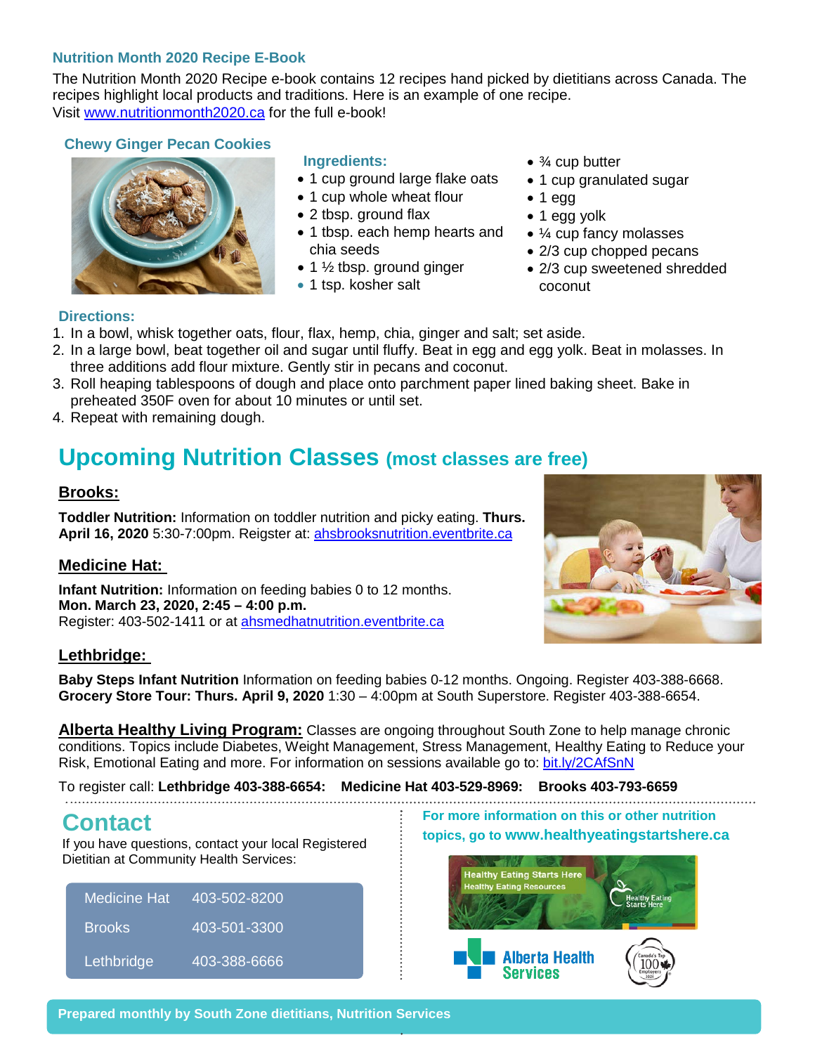### Nutrition Month 2020 Recipe E-Book

The Nutrition Month 2020 Recipe e-book contains 12 recipes hand picked by dietitians across Canada. The recipes highlight local products and traditions. Here is an example of one recipe.
Visit www.nutritionmonth2020.ca for the full e-book!

#### Chewy Ginger Pecan Cookies

**Ingredients:**

- 1 cup ground large flake oats
- 1 cup whole wheat flour
- 2 tbsp. ground flax
- 1 tbsp. each hemp hearts and chia seeds
- 1 ½ tbsp. ground ginger
- 1 tsp. kosher salt
- ¾ cup butter
- 1 cup granulated sugar
- 1 egg
- 1 egg yolk
- ¼ cup fancy molasses
- 2/3 cup chopped pecans
- 2/3 cup sweetened shredded coconut

**Directions:**

1. In a bowl, whisk together oats, flour, flax, hemp, chia, ginger and salt; set aside.
2. In a large bowl, beat together oil and sugar until fluffy. Beat in egg and egg yolk. Beat in molasses. In three additions add flour mixture. Gently stir in pecans and coconut.
3. Roll heaping tablespoons of dough and place onto parchment paper lined baking sheet. Bake in preheated 350F oven for about 10 minutes or until set.
4. Repeat with remaining dough.

## Upcoming Nutrition Classes (most classes are free)

### Brooks:

**Toddler Nutrition:** Information on toddler nutrition and picky eating. **Thurs. April 16, 2020** 5:30-7:00pm. Reigster at: ahsbrooksnutrition.eventbrite.ca

### Medicine Hat:

**Infant Nutrition:** Information on feeding babies 0 to 12 months.
**Mon. March 23, 2020, 2:45 – 4:00 p.m.**
Register: 403-502-1411 or at ahsmedhatnutrition.eventbrite.ca

### Lethbridge:

**Baby Steps Infant Nutrition** Information on feeding babies 0-12 months. Ongoing. Register 403-388-6668.
**Grocery Store Tour: Thurs. April 9, 2020** 1:30 – 4:00pm at South Superstore. Register 403-388-6654.

**Alberta Healthy Living Program:** Classes are ongoing throughout South Zone to help manage chronic conditions. Topics include Diabetes, Weight Management, Stress Management, Healthy Eating to Reduce your Risk, Emotional Eating and more. For information on sessions available go to: bit.ly/2CAfSnN

To register call: **Lethbridge 403-388-6654: Medicine Hat 403-529-8969: Brooks 403-793-6659**

## Contact

If you have questions, contact your local Registered Dietitian at Community Health Services:

| | |
|---|---|
| Medicine Hat | 403-502-8200 |
| Brooks | 403-501-3300 |
| Lethbridge | 403-388-6666 |

**For more information on this or other nutrition topics, go to www.healthyeatingstartshere.ca**

Healthy Eating Starts Here
Healthy Eating Resources

Alberta Health Services

**Prepared monthly by South Zone dietitians, Nutrition Services**